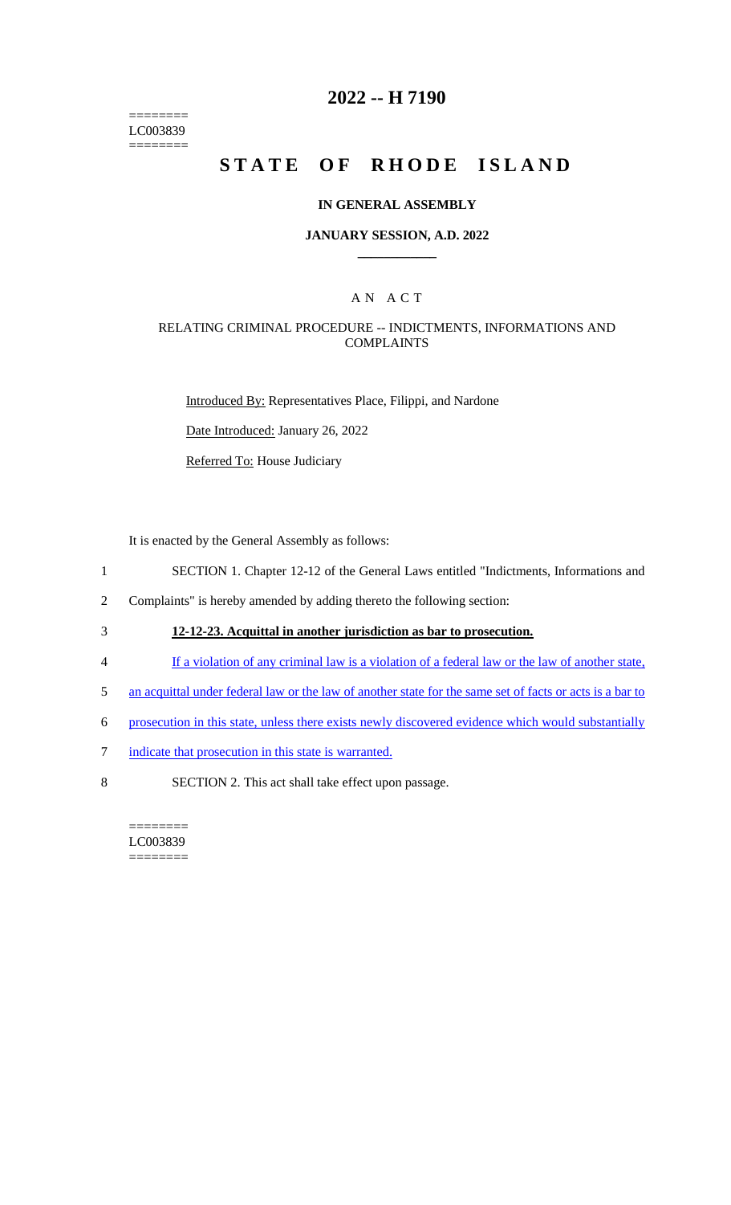========
LC003839
========

# 2022 -- H 7190

# STATE OF RHODE ISLAND

### IN GENERAL ASSEMBLY

### JANUARY SESSION, A.D. 2022

## A N A C T

### RELATING CRIMINAL PROCEDURE -- INDICTMENTS, INFORMATIONS AND COMPLAINTS

Introduced By: Representatives Place, Filippi, and Nardone

Date Introduced: January 26, 2022

Referred To: House Judiciary

It is enacted by the General Assembly as follows:

1 SECTION 1. Chapter 12-12 of the General Laws entitled "Indictments, Informations and
2 Complaints" is hereby amended by adding thereto the following section:

3 **12-12-23. Acquittal in another jurisdiction as bar to prosecution.**

4 If a violation of any criminal law is a violation of a federal law or the law of another state,
5 an acquittal under federal law or the law of another state for the same set of facts or acts is a bar to
6 prosecution in this state, unless there exists newly discovered evidence which would substantially
7 indicate that prosecution in this state is warranted.

8 SECTION 2. This act shall take effect upon passage.

========
LC003839
========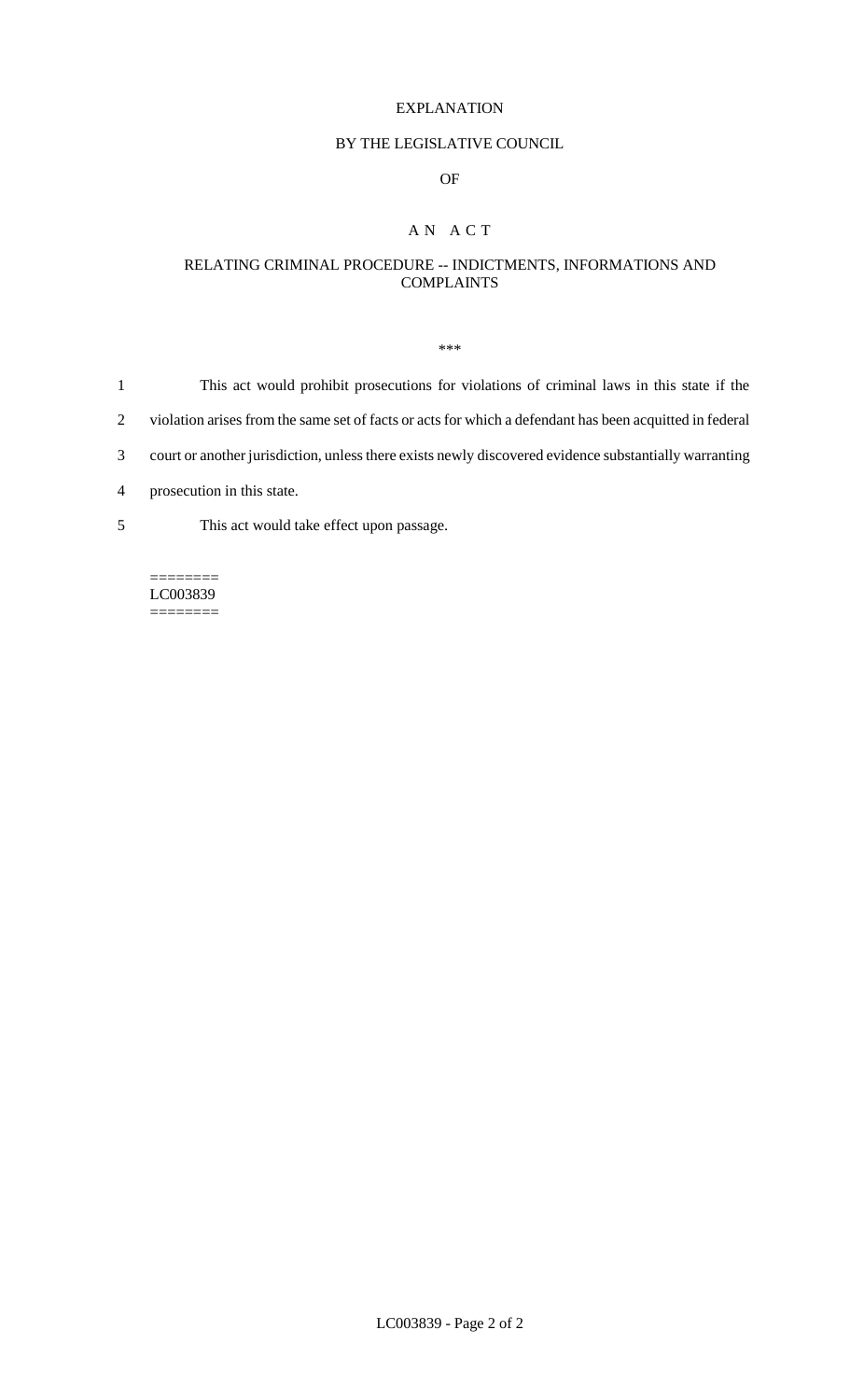EXPLANATION

BY THE LEGISLATIVE COUNCIL

OF

# A N A C T

RELATING CRIMINAL PROCEDURE -- INDICTMENTS, INFORMATIONS AND COMPLAINTS

\*\*\*

This act would prohibit prosecutions for violations of criminal laws in this state if the violation arises from the same set of facts or acts for which a defendant has been acquitted in federal court or another jurisdiction, unless there exists newly discovered evidence substantially warranting prosecution in this state.

This act would take effect upon passage.

========
LC003839
========